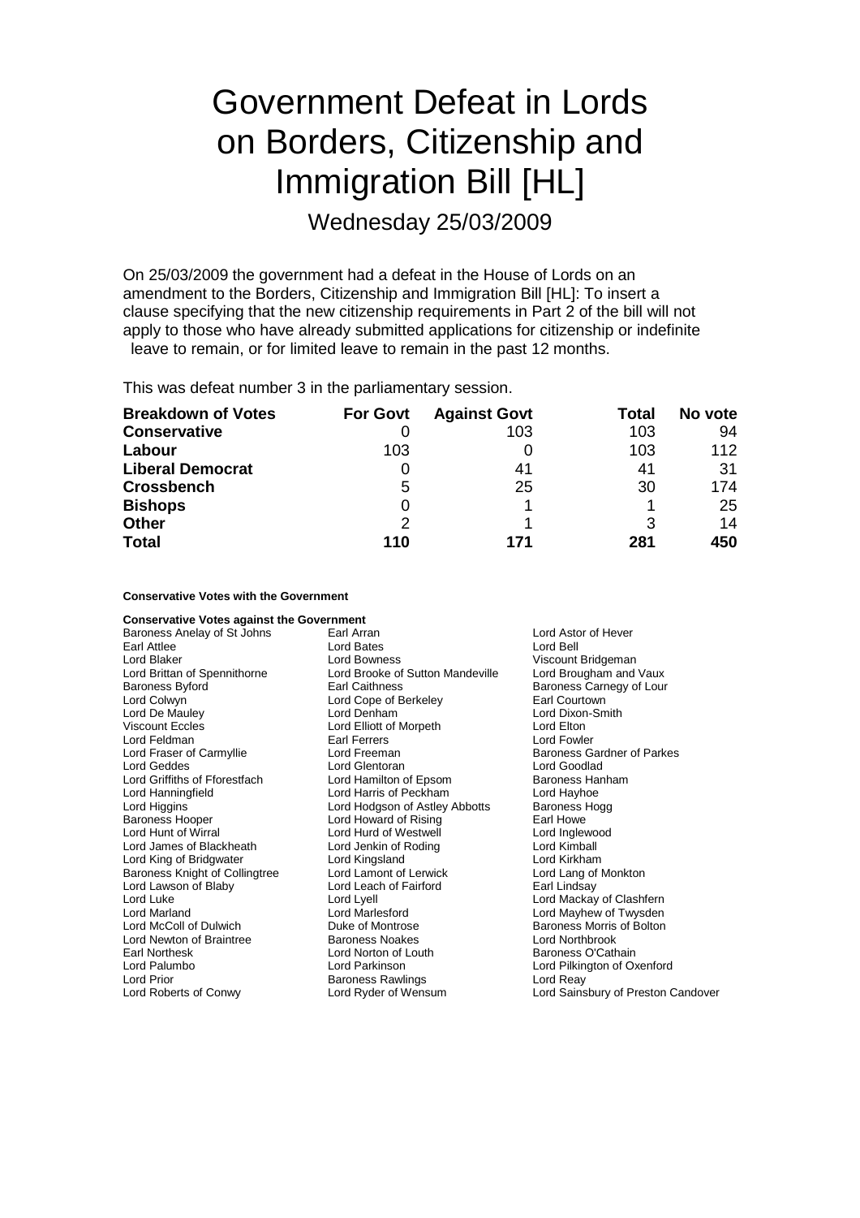# Government Defeat in Lords on Borders, Citizenship and Immigration Bill [HL]

Wednesday 25/03/2009

On 25/03/2009 the government had a defeat in the House of Lords on an amendment to the Borders, Citizenship and Immigration Bill [HL]: To insert a clause specifying that the new citizenship requirements in Part 2 of the bill will not apply to those who have already submitted applications for citizenship or indefinite leave to remain, or for limited leave to remain in the past 12 months.

This was defeat number 3 in the parliamentary session.

| Breakdown of Votes | For Govt | Against Govt | Total | No vote |
|---|---|---|---|---|
| **Conservative** | 0 | 103 | 103 | 94 |
| **Labour** | 103 | 0 | 103 | 112 |
| **Liberal Democrat** | 0 | 41 | 41 | 31 |
| **Crossbench** | 5 | 25 | 30 | 174 |
| **Bishops** | 0 | 1 | 1 | 25 |
| **Other** | 2 | 1 | 3 | 14 |
| **Total** | **110** | **171** | **281** | **450** |

**Conservative Votes with the Government**

**Conservative Votes against the Government**

Baroness Anelay of St Johns
Earl Arran
Lord Astor of Hever
Earl Attlee
Lord Bates
Lord Bell
Lord Blaker
Lord Bowness
Viscount Bridgeman
Lord Brittan of Spennithorne
Lord Brooke of Sutton Mandeville
Lord Brougham and Vaux
Baroness Byford
Earl Caithness
Baroness Carnegy of Lour
Lord Colwyn
Lord Cope of Berkeley
Earl Courtown
Lord De Mauley
Lord Denham
Lord Dixon-Smith
Viscount Eccles
Lord Elliott of Morpeth
Lord Elton
Lord Feldman
Earl Ferrers
Lord Fowler
Lord Fraser of Carmyllie
Lord Freeman
Baroness Gardner of Parkes
Lord Geddes
Lord Glentoran
Lord Goodlad
Lord Griffiths of Fforestfach
Lord Hamilton of Epsom
Baroness Hanham
Lord Hanningfield
Lord Harris of Peckham
Lord Hayhoe
Lord Higgins
Lord Hodgson of Astley Abbotts
Baroness Hogg
Baroness Hooper
Lord Howard of Rising
Earl Howe
Lord Hunt of Wirral
Lord Hurd of Westwell
Lord Inglewood
Lord James of Blackheath
Lord Jenkin of Roding
Lord Kimball
Lord King of Bridgwater
Lord Kingsland
Lord Kirkham
Baroness Knight of Collingtree
Lord Lamont of Lerwick
Lord Lang of Monkton
Lord Lawson of Blaby
Lord Leach of Fairford
Earl Lindsay
Lord Luke
Lord Lyell
Lord Mackay of Clashfern
Lord Marland
Lord Marlesford
Lord Mayhew of Twysden
Lord McColl of Dulwich
Duke of Montrose
Baroness Morris of Bolton
Lord Newton of Braintree
Baroness Noakes
Lord Northbrook
Earl Northesk
Lord Norton of Louth
Baroness O'Cathain
Lord Palumbo
Lord Parkinson
Lord Pilkington of Oxenford
Lord Prior
Baroness Rawlings
Lord Reay
Lord Roberts of Conwy
Lord Ryder of Wensum
Lord Sainsbury of Preston Candover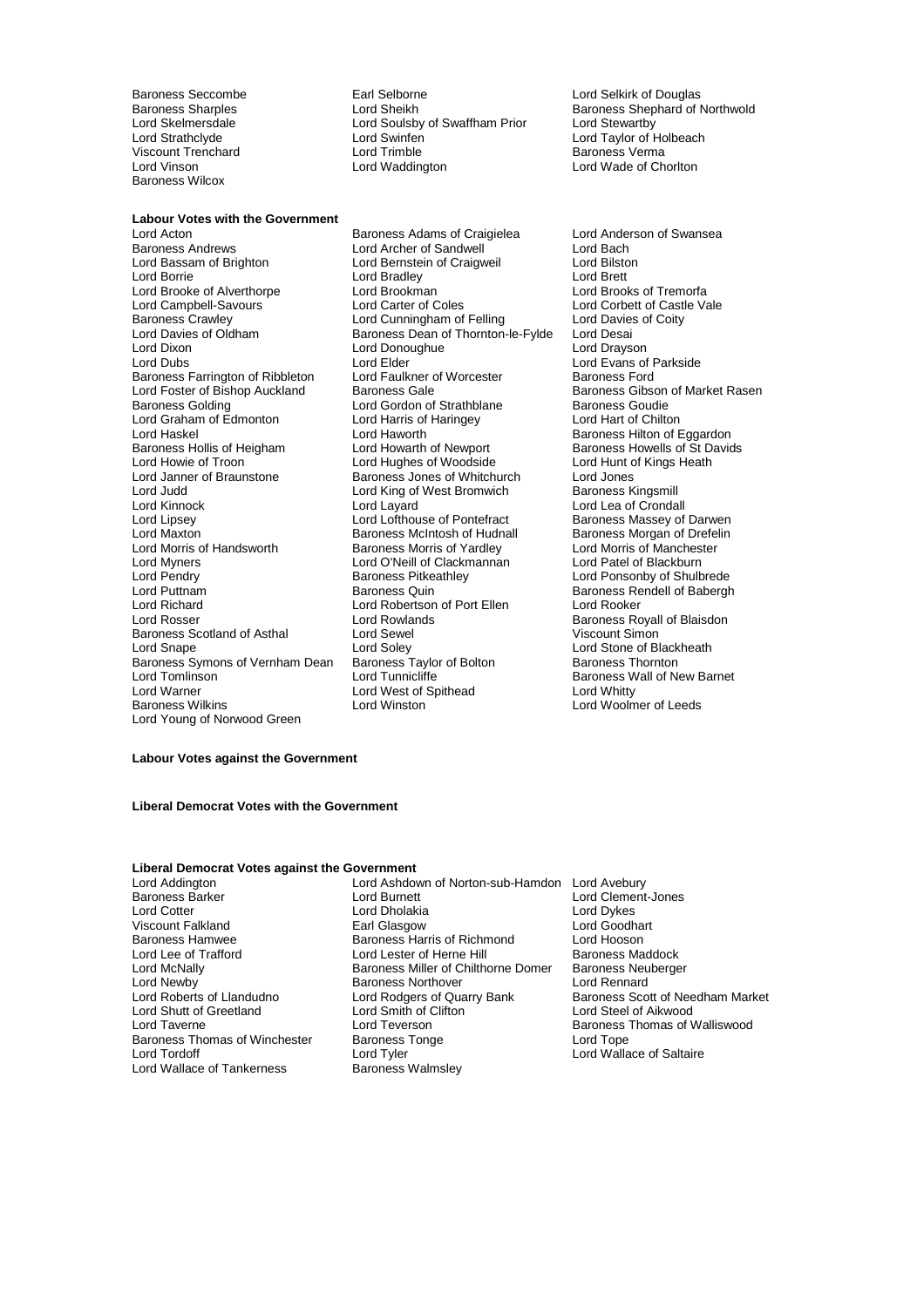Baroness Seccombe
Earl Selborne
Lord Selkirk of Douglas
Baroness Sharples
Lord Sheikh
Baroness Shephard of Northwold
Lord Skelmersdale
Lord Soulsby of Swaffham Prior
Lord Stewartby
Lord Strathclyde
Lord Swinfen
Lord Taylor of Holbeach
Viscount Trenchard
Lord Trimble
Baroness Verma
Lord Vinson
Lord Waddington
Lord Wade of Chorlton
Baroness Wilcox

**Labour Votes with the Government**

Lord Acton
Baroness Adams of Craigielea
Lord Anderson of Swansea
Baroness Andrews
Lord Archer of Sandwell
Lord Bach
Lord Bassam of Brighton
Lord Bernstein of Craigweil
Lord Bilston
Lord Borrie
Lord Bradley
Lord Brett
Lord Brooke of Alverthorpe
Lord Brookman
Lord Brooks of Tremorfa
Lord Campbell-Savours
Lord Carter of Coles
Lord Corbett of Castle Vale
Baroness Crawley
Lord Cunningham of Felling
Lord Davies of Coity
Lord Davies of Oldham
Baroness Dean of Thornton-le-Fylde
Lord Desai
Lord Dixon
Lord Donoughue
Lord Drayson
Lord Dubs
Lord Elder
Lord Evans of Parkside
Baroness Farrington of Ribbleton
Lord Faulkner of Worcester
Baroness Ford
Lord Foster of Bishop Auckland
Baroness Gale
Baroness Gibson of Market Rasen
Baroness Golding
Lord Gordon of Strathblane
Baroness Goudie
Lord Graham of Edmonton
Lord Harris of Haringey
Lord Hart of Chilton
Lord Haskel
Lord Haworth
Baroness Hilton of Eggardon
Baroness Hollis of Heigham
Lord Howarth of Newport
Baroness Howells of St Davids
Lord Howie of Troon
Lord Hughes of Woodside
Lord Hunt of Kings Heath
Lord Janner of Braunstone
Baroness Jones of Whitchurch
Lord Jones
Lord Judd
Lord King of West Bromwich
Baroness Kingsmill
Lord Kinnock
Lord Layard
Lord Lea of Crondall
Lord Lipsey
Lord Lofthouse of Pontefract
Baroness Massey of Darwen
Lord Maxton
Baroness McIntosh of Hudnall
Baroness Morgan of Drefelin
Lord Morris of Handsworth
Baroness Morris of Yardley
Lord Morris of Manchester
Lord Myners
Lord O'Neill of Clackmannan
Lord Patel of Blackburn
Lord Pendry
Baroness Pitkeathley
Lord Ponsonby of Shulbrede
Lord Puttnam
Baroness Quin
Baroness Rendell of Babergh
Lord Richard
Lord Robertson of Port Ellen
Lord Rooker
Lord Rosser
Lord Rowlands
Baroness Royall of Blaisdon
Baroness Scotland of Asthal
Lord Sewel
Viscount Simon
Lord Snape
Lord Soley
Lord Stone of Blackheath
Baroness Symons of Vernham Dean
Baroness Taylor of Bolton
Baroness Thornton
Lord Tomlinson
Lord Tunnicliffe
Baroness Wall of New Barnet
Lord Warner
Lord West of Spithead
Lord Whitty
Baroness Wilkins
Lord Winston
Lord Woolmer of Leeds
Lord Young of Norwood Green

**Labour Votes against the Government**

**Liberal Democrat Votes with the Government**

**Liberal Democrat Votes against the Government**

Lord Addington
Lord Ashdown of Norton-sub-Hamdon
Lord Avebury
Baroness Barker
Lord Burnett
Lord Clement-Jones
Lord Cotter
Lord Dholakia
Lord Dykes
Viscount Falkland
Earl Glasgow
Lord Goodhart
Baroness Hamwee
Baroness Harris of Richmond
Lord Hooson
Lord Lee of Trafford
Lord Lester of Herne Hill
Baroness Maddock
Lord McNally
Baroness Miller of Chilthorne Domer
Baroness Neuberger
Lord Newby
Baroness Northover
Lord Rennard
Lord Roberts of Llandudno
Lord Rodgers of Quarry Bank
Baroness Scott of Needham Market
Lord Shutt of Greetland
Lord Smith of Clifton
Lord Steel of Aikwood
Lord Taverne
Lord Teverson
Baroness Thomas of Walliswood
Baroness Thomas of Winchester
Baroness Tonge
Lord Tope
Lord Tordoff
Lord Tyler
Lord Wallace of Saltaire
Lord Wallace of Tankerness
Baroness Walmsley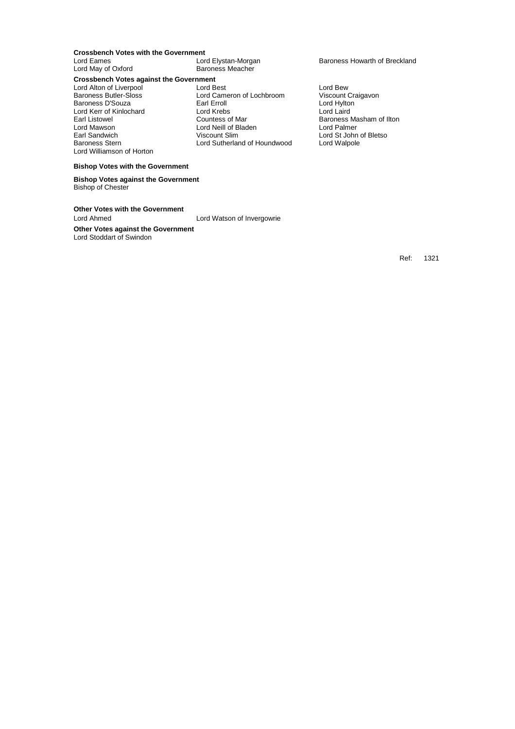**Crossbench Votes with the Government**

Lord Eames
Lord Elystan-Morgan
Baroness Howarth of Breckland
Lord May of Oxford
Baroness Meacher

**Crossbench Votes against the Government**

Lord Alton of Liverpool
Lord Best
Lord Bew
Baroness Butler-Sloss
Lord Cameron of Lochbroom
Viscount Craigavon
Baroness D'Souza
Earl Erroll
Lord Hylton
Lord Kerr of Kinlochard
Lord Krebs
Lord Laird
Earl Listowel
Countess of Mar
Baroness Masham of Ilton
Lord Mawson
Lord Neill of Bladen
Lord Palmer
Earl Sandwich
Viscount Slim
Lord St John of Bletso
Baroness Stern
Lord Sutherland of Houndwood
Lord Walpole
Lord Williamson of Horton

**Bishop Votes with the Government**

**Bishop Votes against the Government**

Bishop of Chester

**Other Votes with the Government**

Lord Ahmed
Lord Watson of Invergowrie

**Other Votes against the Government**

Lord Stoddart of Swindon

Ref: 1321